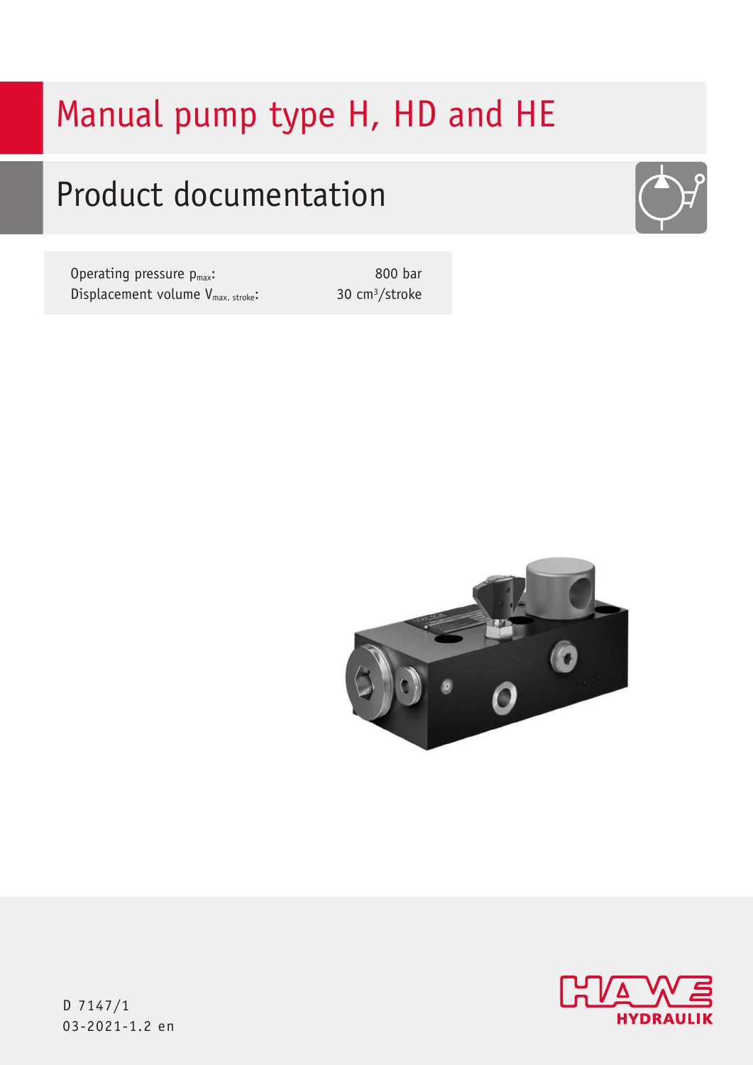# Manual pump type H, HD and HE

## Product documentation

| | |
|---|---|
| Operating pressure $p_{max}$: | 800 bar |
| Displacement volume $V_{max.\ stroke}$: | 30 $cm^3$/stroke |

D 7147/1
03-2021-1.2 en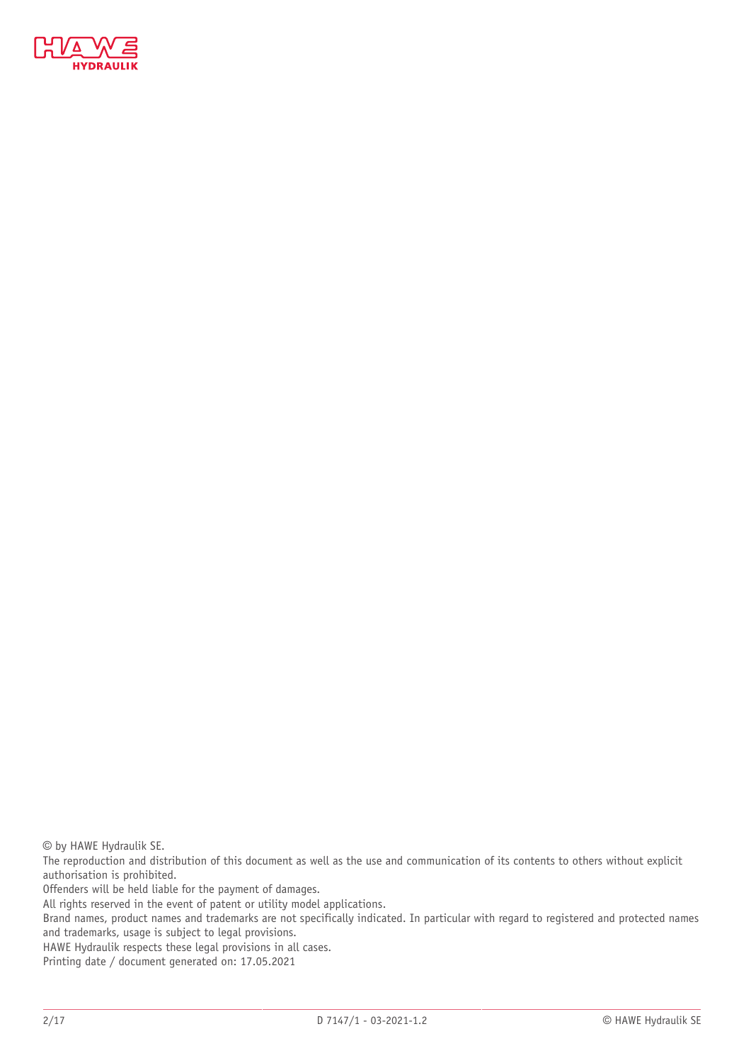© by HAWE Hydraulik SE.

The reproduction and distribution of this document as well as the use and communication of its contents to others without explicit authorisation is prohibited.

Offenders will be held liable for the payment of damages.

All rights reserved in the event of patent or utility model applications.

Brand names, product names and trademarks are not specifically indicated. In particular with regard to registered and protected names and trademarks, usage is subject to legal provisions.

HAWE Hydraulik respects these legal provisions in all cases.

Printing date / document generated on: 17.05.2021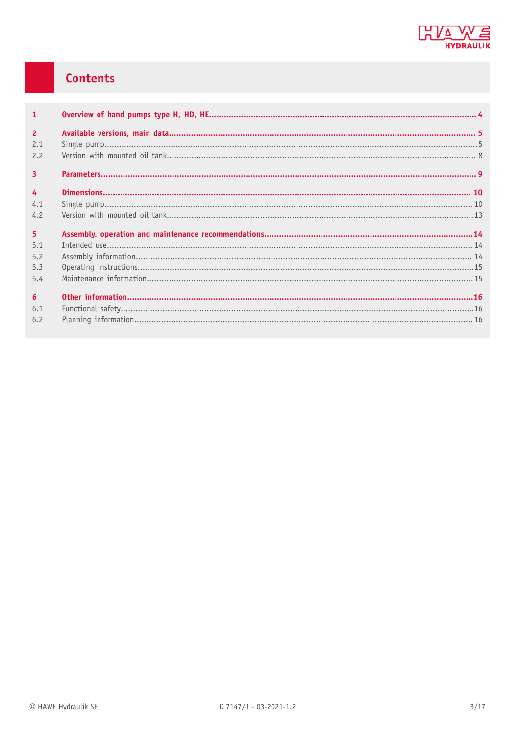# Contents

| | | |
|---|---|---|
| **1** | **Overview of hand pumps type H, HD, HE** | **4** |
| **2** | **Available versions, main data** | **5** |
| 2.1 | Single pump | 5 |
| 2.2 | Version with mounted oil tank | 8 |
| **3** | **Parameters** | **9** |
| **4** | **Dimensions** | **10** |
| 4.1 | Single pump | 10 |
| 4.2 | Version with mounted oil tank | 13 |
| **5** | **Assembly, operation and maintenance recommendations** | **14** |
| 5.1 | Intended use | 14 |
| 5.2 | Assembly information | 14 |
| 5.3 | Operating instructions | 15 |
| 5.4 | Maintenance information | 15 |
| **6** | **Other information** | **16** |
| 6.1 | Functional safety | 16 |
| 6.2 | Planning information | 16 |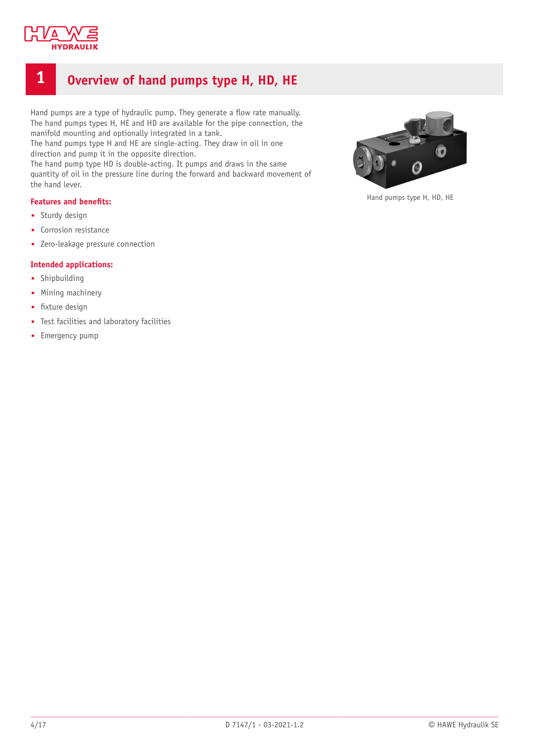# 1 Overview of hand pumps type H, HD, HE

Hand pumps are a type of hydraulic pump. They generate a flow rate manually.
The hand pumps types H, HE and HD are available for the pipe connection, the manifold mounting and optionally integrated in a tank.
The hand pumps type H and HE are single-acting. They draw in oil in one direction and pump it in the opposite direction.
The hand pump type HD is double-acting. It pumps and draws in the same quantity of oil in the pressure line during the forward and backward movement of the hand lever.

Hand pumps type H, HD, HE

**Features and benefits:**

- Sturdy design
- Corrosion resistance
- Zero-leakage pressure connection

**Intended applications:**

- Shipbuilding
- Mining machinery
- fixture design
- Test facilities and laboratory facilities
- Emergency pump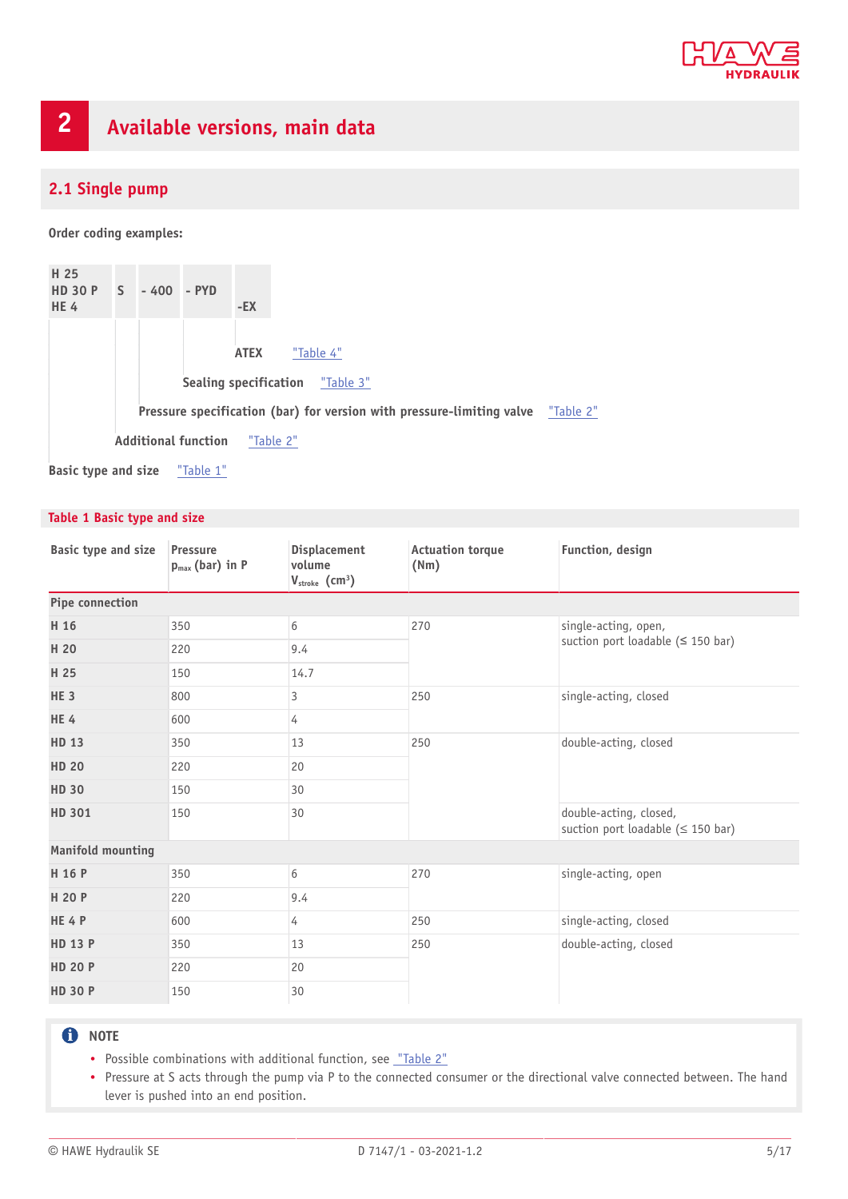# 2 Available versions, main data

## 2.1 Single pump

**Order coding examples:**

| H 25<br>HD 30 P<br>HE 4 | S | - 400 | - PYD | -EX |
|---|---|---|---|---|

- **ATEX** "Table 4"
- **Sealing specification** "Table 3"
- **Pressure specification (bar) for version with pressure-limiting valve** "Table 2"
- **Additional function** "Table 2"
- **Basic type and size** "Table 1"

**Table 1 Basic type and size**

| Basic type and size | Pressure $p_{max}$ (bar) in P | Displacement volume $V_{stroke}$ (cm³) | Actuation torque (Nm) | Function, design |
|---|---|---|---|---|
| **Pipe connection** | | | | |
| **H 16** | 350 | 6 | 270 | single-acting, open, suction port loadable (≤ 150 bar) |
| **H 20** | 220 | 9.4 | | |
| **H 25** | 150 | 14.7 | | |
| **HE 3** | 800 | 3 | 250 | single-acting, closed |
| **HE 4** | 600 | 4 | | |
| **HD 13** | 350 | 13 | 250 | double-acting, closed |
| **HD 20** | 220 | 20 | | |
| **HD 30** | 150 | 30 | | |
| **HD 301** | 150 | 30 | | double-acting, closed, suction port loadable (≤ 150 bar) |
| **Manifold mounting** | | | | |
| **H 16 P** | 350 | 6 | 270 | single-acting, open |
| **H 20 P** | 220 | 9.4 | | |
| **HE 4 P** | 600 | 4 | 250 | single-acting, closed |
| **HD 13 P** | 350 | 13 | 250 | double-acting, closed |
| **HD 20 P** | 220 | 20 | | |
| **HD 30 P** | 150 | 30 | | |

**NOTE**

- Possible combinations with additional function, see "Table 2"
- Pressure at S acts through the pump via P to the connected consumer or the directional valve connected between. The hand lever is pushed into an end position.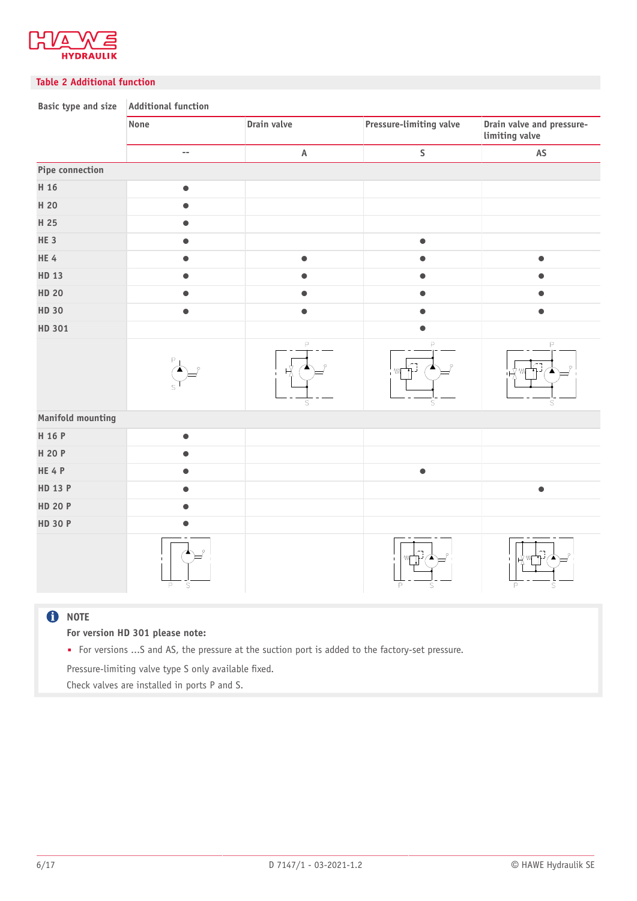## Table 2 Additional function

| Basic type and size | Additional function | | | |
|---|---|---|---|---|
| | None | Drain valve | Pressure-limiting valve | Drain valve and pressure-limiting valve |
| | -- | A | S | AS |
| **Pipe connection** | | | | |
| H 16 | ● | | | |
| H 20 | ● | | | |
| H 25 | ● | | | |
| HE 3 | ● | | ● | |
| HE 4 | ● | ● | ● | ● |
| HD 13 | ● | ● | ● | ● |
| HD 20 | ● | ● | ● | ● |
| HD 30 | ● | ● | ● | ● |
| HD 301 | | | ● | |
| **Manifold mounting** | | | | |
| H 16 P | ● | | | |
| H 20 P | ● | | | |
| HE 4 P | ● | | ● | |
| HD 13 P | ● | | | ● |
| HD 20 P | ● | | | |
| HD 30 P | ● | | | |

**NOTE**

**For version HD 301 please note:**

- For versions ...S and AS, the pressure at the suction port is added to the factory-set pressure.

Pressure-limiting valve type S only available fixed.

Check valves are installed in ports P and S.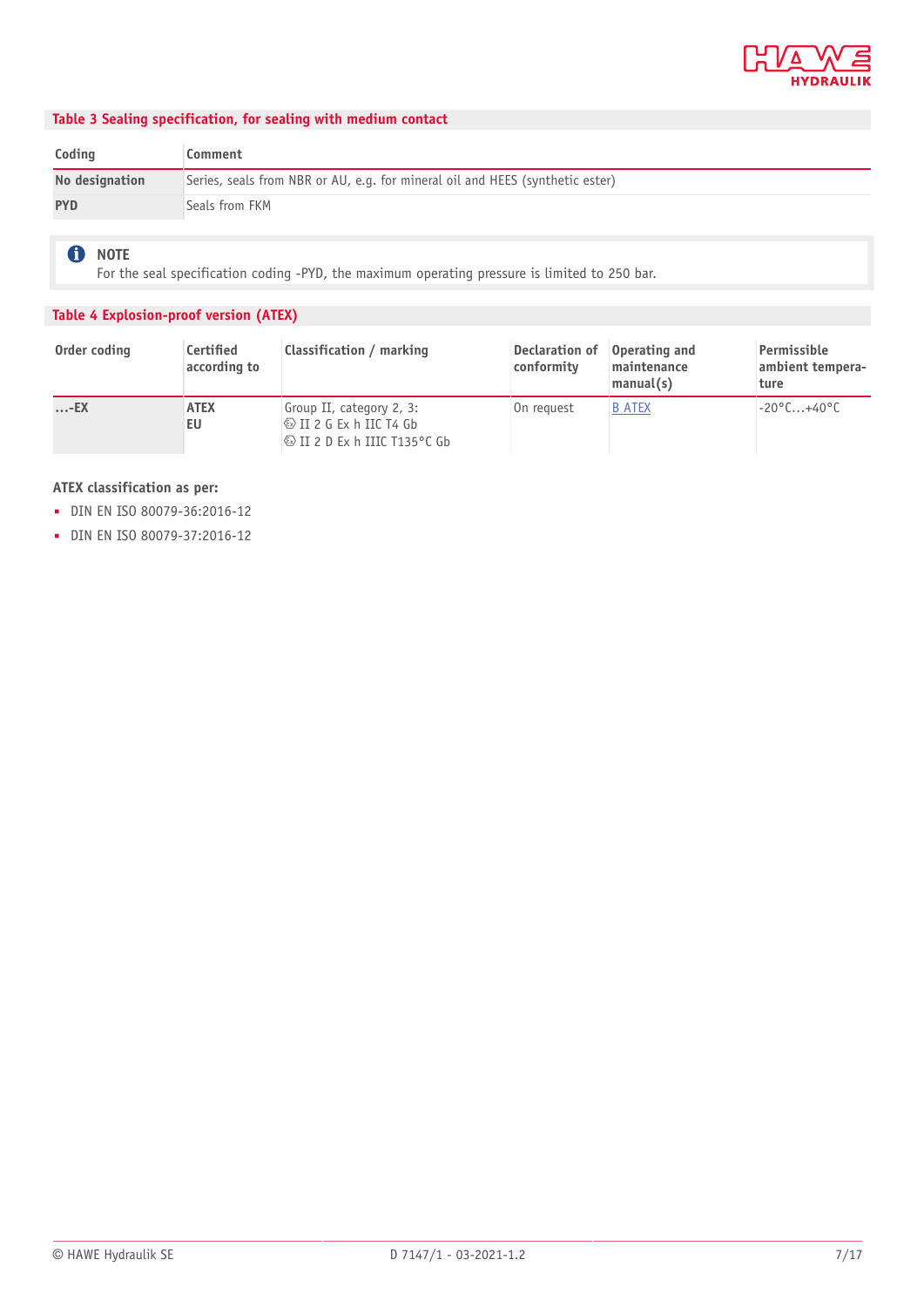### Table 3 Sealing specification, for sealing with medium contact

| Coding | Comment |
|---|---|
| **No designation** | Series, seals from NBR or AU, e.g. for mineral oil and HEES (synthetic ester) |
| **PYD** | Seals from FKM |

> **NOTE**
> For the seal specification coding -PYD, the maximum operating pressure is limited to 250 bar.

### Table 4 Explosion-proof version (ATEX)

| Order coding | Certified according to | Classification / marking | Declaration of conformity | Operating and maintenance manual(s) | Permissible ambient temperature |
|---|---|---|---|---|---|
| **...-EX** | **ATEX EU** | Group II, category 2, 3:<br>Ⓔx II 2 G Ex h IIC T4 Gb<br>Ⓔx II 2 D Ex h IIIC T135°C Gb | On request | B ATEX | -20°C...+40°C |

**ATEX classification as per:**

- DIN EN ISO 80079-36:2016-12
- DIN EN ISO 80079-37:2016-12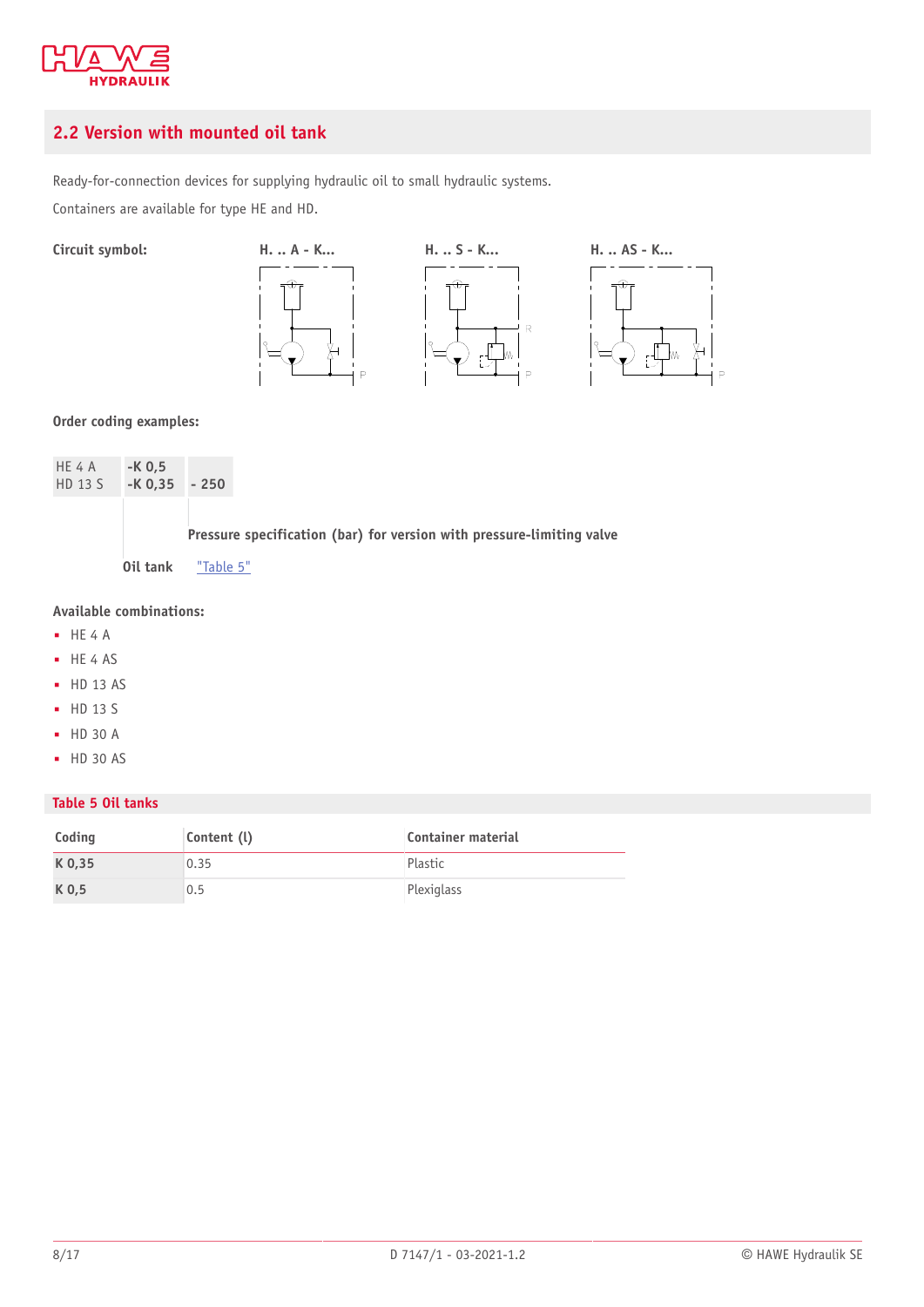## 2.2 Version with mounted oil tank

Ready-for-connection devices for supplying hydraulic oil to small hydraulic systems.

Containers are available for type HE and HD.

**Circuit symbol:**

H. .. A - K...  H. .. S - K...  H. .. AS - K...

**Order coding examples:**

| HE 4 A<br>HD 13 S | -K 0,5<br>-K 0,35 | - 250 |
|---|---|---|

**Pressure specification (bar) for version with pressure-limiting valve**

**Oil tank** "Table 5"

**Available combinations:**

- HE 4 A
- HE 4 AS
- HD 13 AS
- HD 13 S
- HD 30 A
- HD 30 AS

**Table 5 Oil tanks**

| Coding | Content (l) | Container material |
|---|---|---|
| **K 0,35** | 0.35 | Plastic |
| **K 0,5** | 0.5 | Plexiglass |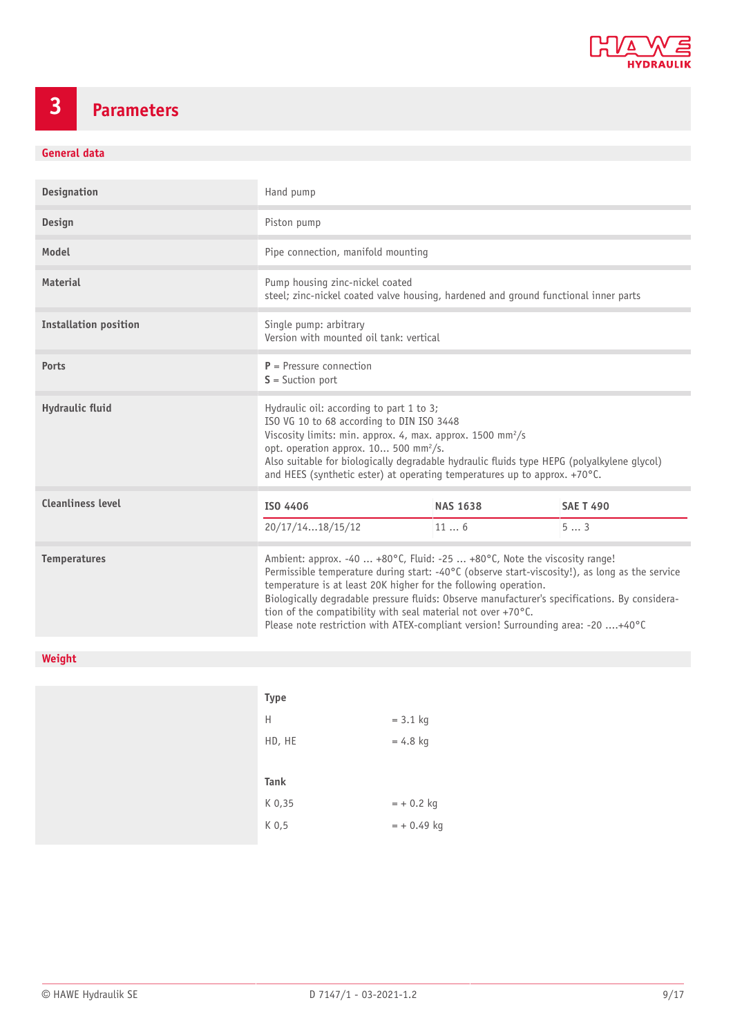# 3 Parameters

## General data

| | |
|---|---|
| **Designation** | Hand pump |
| **Design** | Piston pump |
| **Model** | Pipe connection, manifold mounting |
| **Material** | Pump housing zinc-nickel coated<br>steel; zinc-nickel coated valve housing, hardened and ground functional inner parts |
| **Installation position** | Single pump: arbitrary<br>Version with mounted oil tank: vertical |
| **Ports** | **P** = Pressure connection<br>**S** = Suction port |
| **Hydraulic fluid** | Hydraulic oil: according to part 1 to 3;<br>ISO VG 10 to 68 according to DIN ISO 3448<br>Viscosity limits: min. approx. 4, max. approx. 1500 mm²/s<br>opt. operation approx. 10... 500 mm²/s.<br>Also suitable for biologically degradable hydraulic fluids type HEPG (polyalkylene glycol) and HEES (synthetic ester) at operating temperatures up to approx. +70°C. |
| **Cleanliness level** | **ISO 4406**: 20/17/14...18/15/12; **NAS 1638**: 11 ... 6; **SAE T 490**: 5 ... 3 |
| **Temperatures** | Ambient: approx. -40 ... +80°C, Fluid: -25 ... +80°C, Note the viscosity range!<br>Permissible temperature during start: -40°C (observe start-viscosity!), as long as the service temperature is at least 20K higher for the following operation.<br>Biologically degradable pressure fluids: Observe manufacturer's specifications. By consideration of the compatibility with seal material not over +70°C.<br>Please note restriction with ATEX-compliant version! Surrounding area: -20 ....+40°C |

## Weight

| **Type** | |
|---|---|
| H | = 3.1 kg |
| HD, HE | = 4.8 kg |
| **Tank** | |
| K 0,35 | = + 0.2 kg |
| K 0,5 | = + 0.49 kg |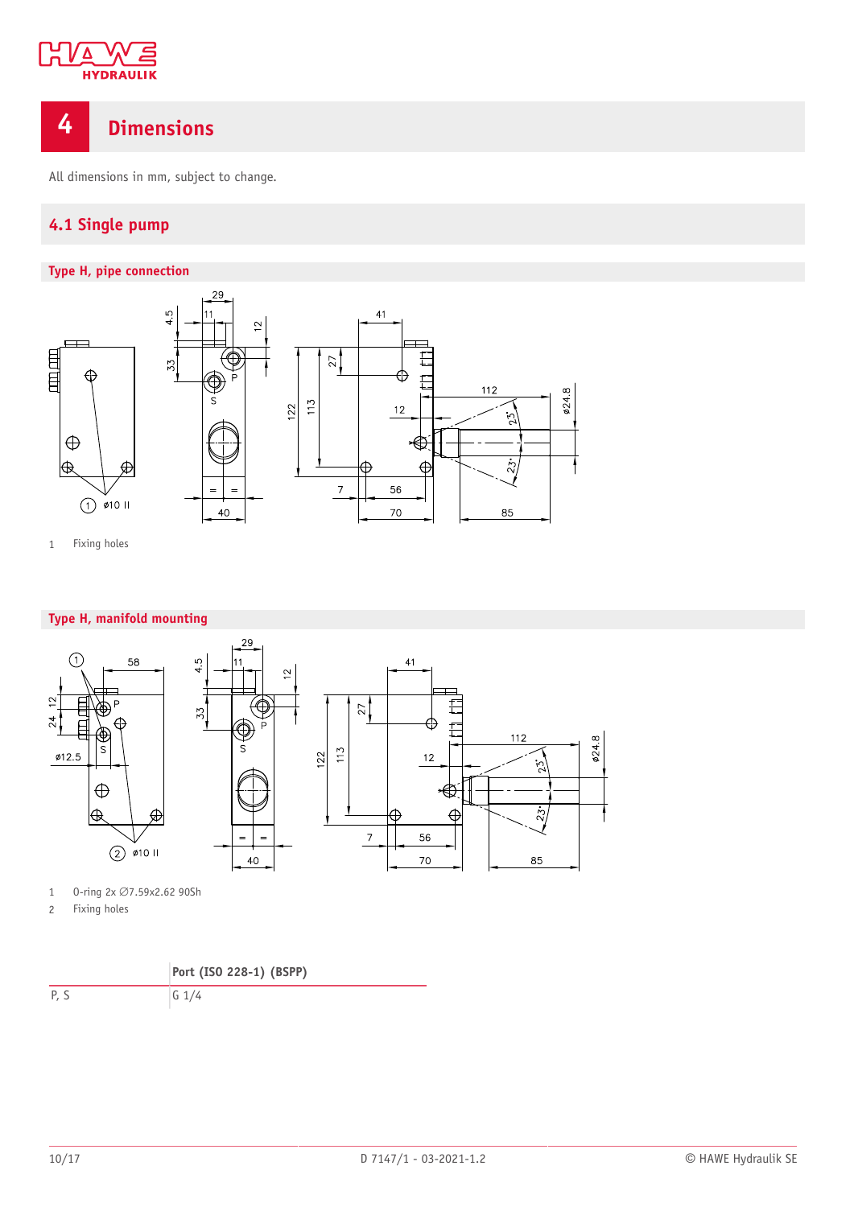# 4 Dimensions

All dimensions in mm, subject to change.

## 4.1 Single pump

### Type H, pipe connection

1 Fixing holes

### Type H, manifold mounting

1 O-ring 2x ∅7.59x2.62 90Sh
2 Fixing holes

| | Port (ISO 228-1) (BSPP) |
|---|---|
| P, S | G 1/4 |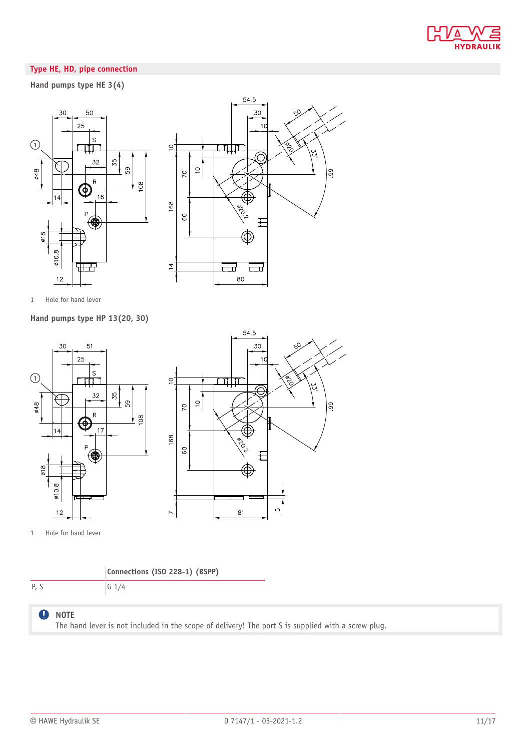## Type HE, HD, pipe connection

### Hand pumps type HE 3(4)

1 Hole for hand lever

### Hand pumps type HP 13(20, 30)

1 Hole for hand lever

| | Connections (ISO 228-1) (BSPP) |
|---|---|
| P, S | G 1/4 |

**NOTE**
The hand lever is not included in the scope of delivery! The port S is supplied with a screw plug.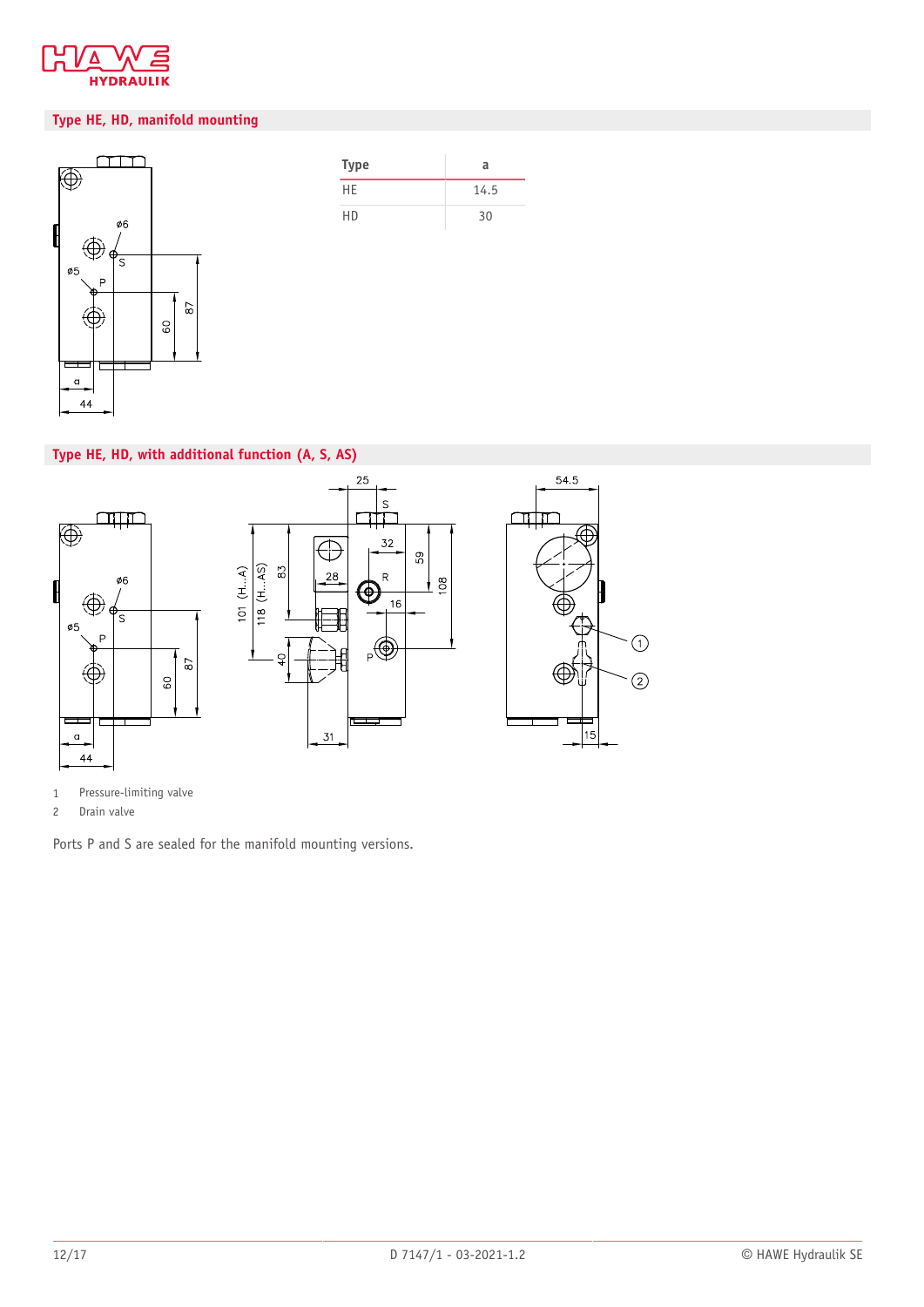## Type HE, HD, manifold mounting

| Type | a |
|---|---|
| HE | 14.5 |
| HD | 30 |

## Type HE, HD, with additional function (A, S, AS)

1 Pressure-limiting valve
2 Drain valve

Ports P and S are sealed for the manifold mounting versions.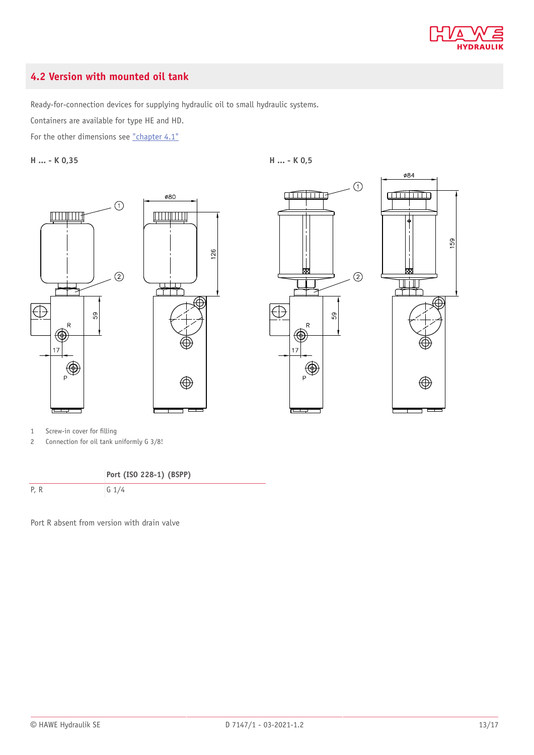## 4.2 Version with mounted oil tank

Ready-for-connection devices for supplying hydraulic oil to small hydraulic systems.

Containers are available for type HE and HD.

For the other dimensions see "chapter 4.1"

**H ... - K 0,35**

**H ... - K 0,5**

1 Screw-in cover for filling
2 Connection for oil tank uniformly G 3/8!

| | Port (ISO 228-1) (BSPP) |
|---|---|
| P, R | G 1/4 |

Port R absent from version with drain valve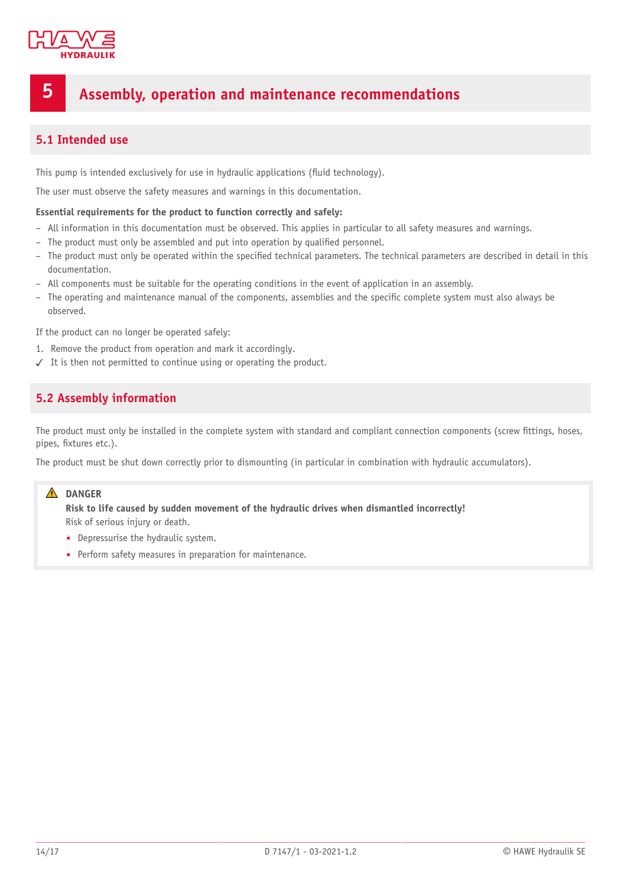# 5 Assembly, operation and maintenance recommendations

## 5.1 Intended use

This pump is intended exclusively for use in hydraulic applications (fluid technology).

The user must observe the safety measures and warnings in this documentation.

**Essential requirements for the product to function correctly and safely:**

- All information in this documentation must be observed. This applies in particular to all safety measures and warnings.
- The product must only be assembled and put into operation by qualified personnel.
- The product must only be operated within the specified technical parameters. The technical parameters are described in detail in this documentation.
- All components must be suitable for the operating conditions in the event of application in an assembly.
- The operating and maintenance manual of the components, assemblies and the specific complete system must also always be observed.

If the product can no longer be operated safely:

1. Remove the product from operation and mark it accordingly.

✓ It is then not permitted to continue using or operating the product.

## 5.2 Assembly information

The product must only be installed in the complete system with standard and compliant connection components (screw fittings, hoses, pipes, fixtures etc.).

The product must be shut down correctly prior to dismounting (in particular in combination with hydraulic accumulators).

> ⚠ **DANGER**
>
> **Risk to life caused by sudden movement of the hydraulic drives when dismantled incorrectly!**
>
> Risk of serious injury or death.
>
> - Depressurise the hydraulic system.
> - Perform safety measures in preparation for maintenance.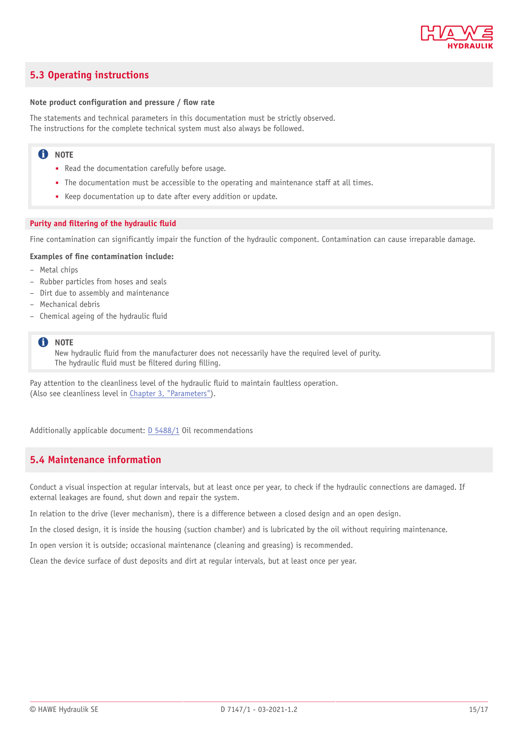## 5.3 Operating instructions

**Note product configuration and pressure / flow rate**

The statements and technical parameters in this documentation must be strictly observed.
The instructions for the complete technical system must also always be followed.

> **NOTE**
> - Read the documentation carefully before usage.
> - The documentation must be accessible to the operating and maintenance staff at all times.
> - Keep documentation up to date after every addition or update.

### Purity and filtering of the hydraulic fluid

Fine contamination can significantly impair the function of the hydraulic component. Contamination can cause irreparable damage.

**Examples of fine contamination include:**

- Metal chips
- Rubber particles from hoses and seals
- Dirt due to assembly and maintenance
- Mechanical debris
- Chemical ageing of the hydraulic fluid

> **NOTE**
> New hydraulic fluid from the manufacturer does not necessarily have the required level of purity.
> The hydraulic fluid must be filtered during filling.

Pay attention to the cleanliness level of the hydraulic fluid to maintain faultless operation.
(Also see cleanliness level in Chapter 3, "Parameters").

Additionally applicable document: D 5488/1 Oil recommendations

## 5.4 Maintenance information

Conduct a visual inspection at regular intervals, but at least once per year, to check if the hydraulic connections are damaged. If external leakages are found, shut down and repair the system.

In relation to the drive (lever mechanism), there is a difference between a closed design and an open design.

In the closed design, it is inside the housing (suction chamber) and is lubricated by the oil without requiring maintenance.

In open version it is outside; occasional maintenance (cleaning and greasing) is recommended.

Clean the device surface of dust deposits and dirt at regular intervals, but at least once per year.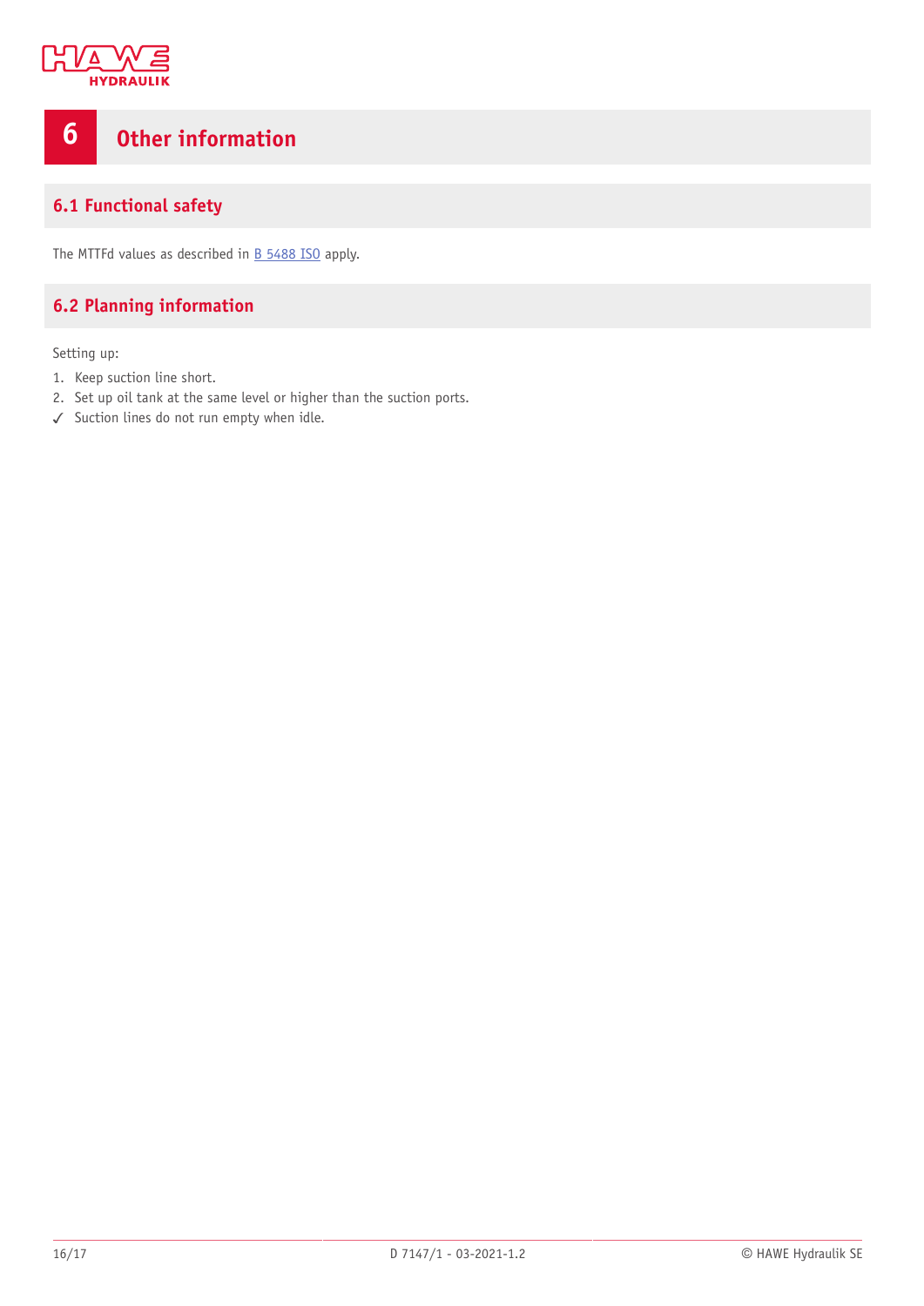# 6 Other information

## 6.1 Functional safety

The MTTFd values as described in B 5488 ISO apply.

## 6.2 Planning information

Setting up:

1. Keep suction line short.
2. Set up oil tank at the same level or higher than the suction ports.

✓ Suction lines do not run empty when idle.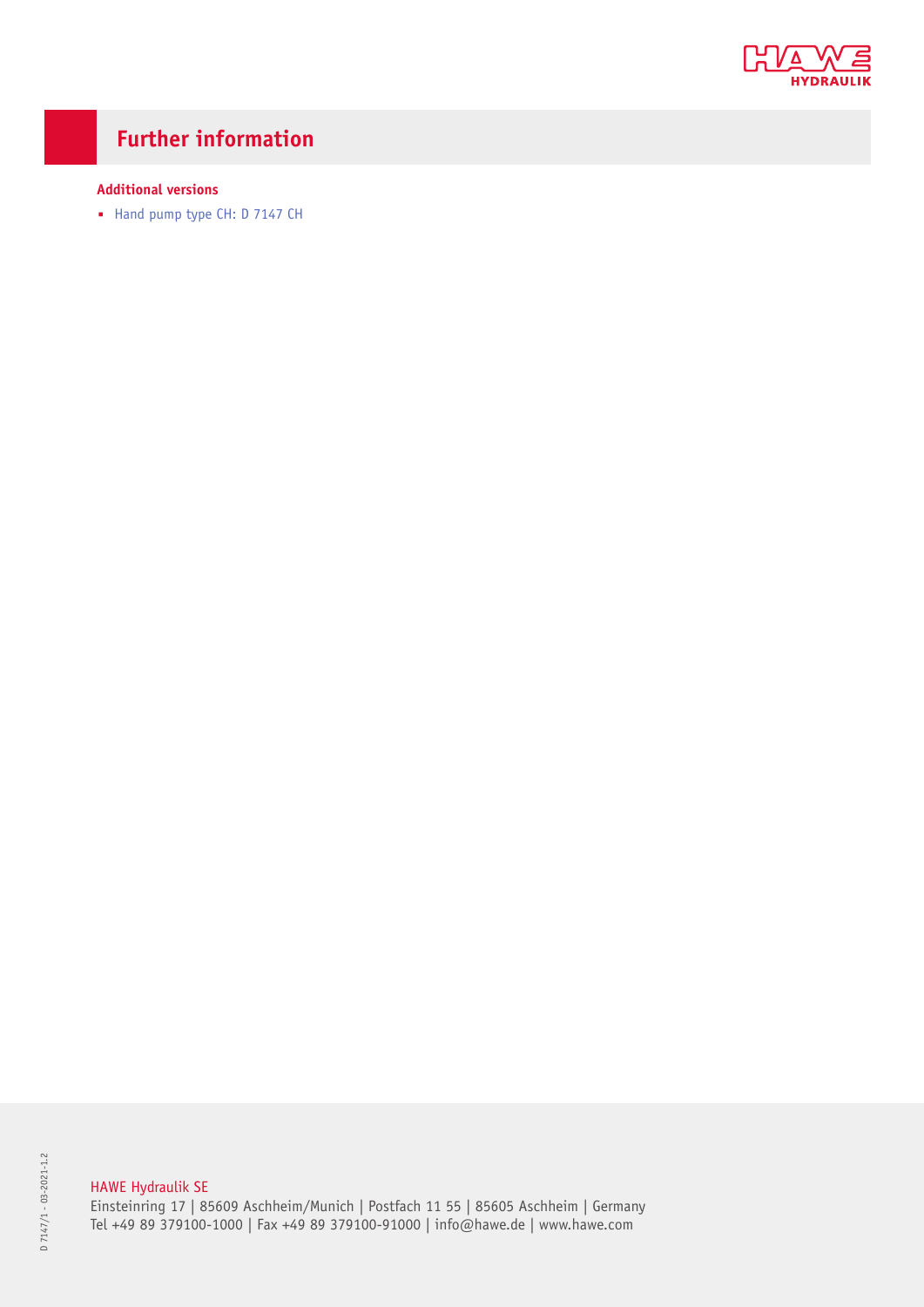# Further information

### Additional versions

- Hand pump type CH: D 7147 CH

HAWE Hydraulik SE
Einsteinring 17 | 85609 Aschheim/Munich | Postfach 11 55 | 85605 Aschheim | Germany
Tel +49 89 379100-1000 | Fax +49 89 379100-91000 | info@hawe.de | www.hawe.com